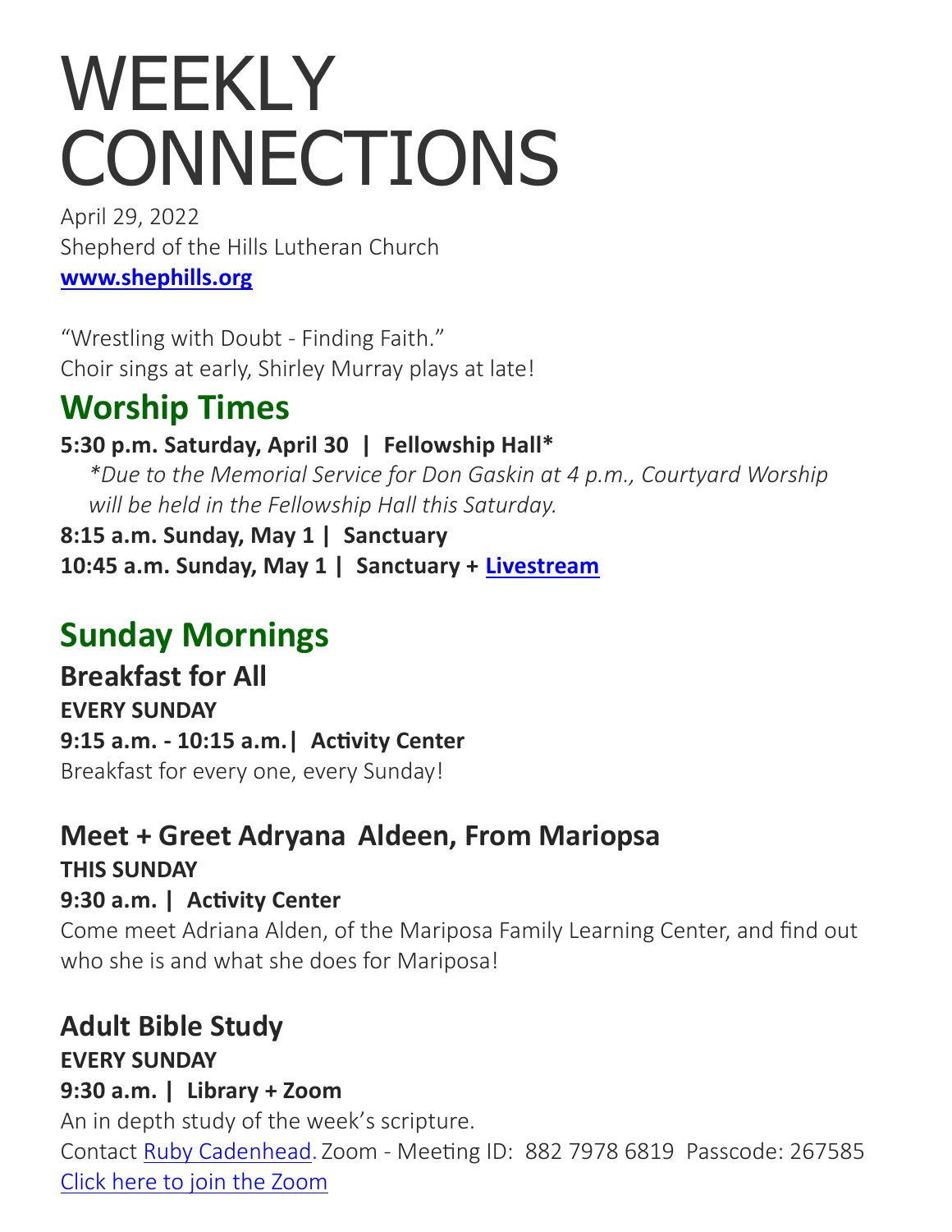# WEEKLY CONNECTIONS

April 29, 2022
Shepherd of the Hills Lutheran Church
**[www.shephills.org](www.shephills.org)**

"Wrestling with Doubt - Finding Faith."
Choir sings at early, Shirley Murray plays at late!

## Worship Times

**5:30 p.m. Saturday, April 30 | Fellowship Hall***

*\*Due to the Memorial Service for Don Gaskin at 4 p.m., Courtyard Worship will be held in the Fellowship Hall this Saturday.*

**8:15 a.m. Sunday, May 1 | Sanctuary**

**10:45 a.m. Sunday, May 1 | Sanctuary + Livestream**

## Sunday Mornings

### Breakfast for All

**EVERY SUNDAY**

**9:15 a.m. - 10:15 a.m.| Activity Center**

Breakfast for every one, every Sunday!

### Meet + Greet Adryana Aldeen, From Mariopsa

**THIS SUNDAY**

**9:30 a.m. | Activity Center**

Come meet Adriana Alden, of the Mariposa Family Learning Center, and find out who she is and what she does for Mariposa!

### Adult Bible Study

**EVERY SUNDAY**

**9:30 a.m. | Library + Zoom**

An in depth study of the week's scripture.
Contact Ruby Cadenhead. Zoom - Meeting ID: 882 7978 6819 Passcode: 267585
Click here to join the Zoom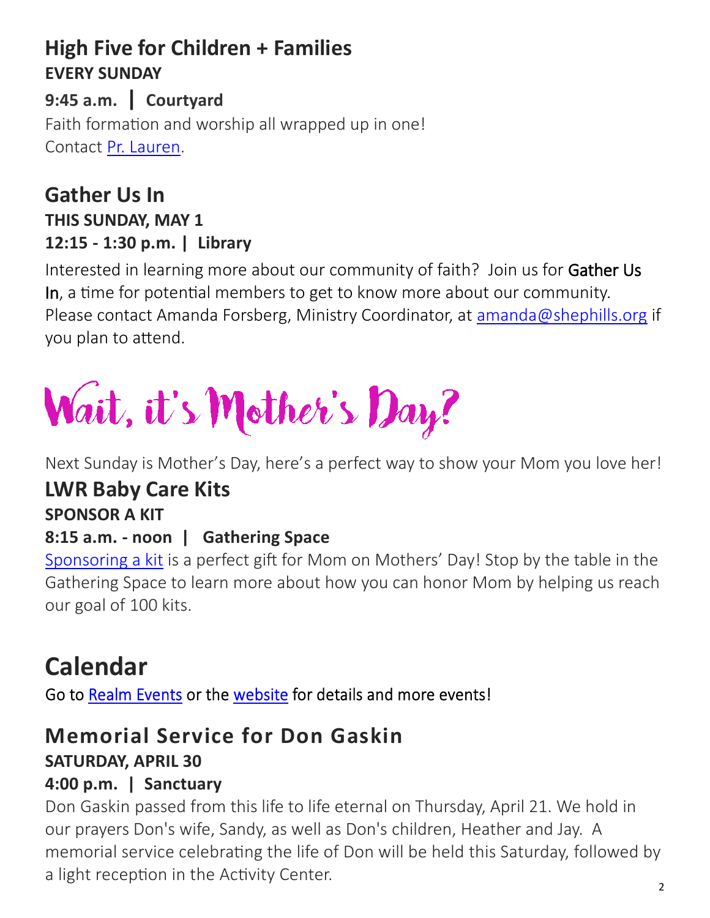## High Five for Children + Families

**EVERY SUNDAY**

**9:45 a.m. | Courtyard**

Faith formation and worship all wrapped up in one!
Contact Pr. Lauren.

## Gather Us In

**THIS SUNDAY, MAY 1**

**12:15 - 1:30 p.m. | Library**

Interested in learning more about our community of faith? Join us for Gather Us In, a time for potential members to get to know more about our community. Please contact Amanda Forsberg, Ministry Coordinator, at amanda@shephills.org if you plan to attend.

# Wait, it's Mother's Day?

Next Sunday is Mother's Day, here's a perfect way to show your Mom you love her!

## LWR Baby Care Kits

**SPONSOR A KIT**

**8:15 a.m. - noon | Gathering Space**

Sponsoring a kit is a perfect gift for Mom on Mothers' Day! Stop by the table in the Gathering Space to learn more about how you can honor Mom by helping us reach our goal of 100 kits.

# Calendar

Go to Realm Events or the website for details and more events!

## Memorial Service for Don Gaskin

**SATURDAY, APRIL 30**

**4:00 p.m. | Sanctuary**

Don Gaskin passed from this life to life eternal on Thursday, April 21. We hold in our prayers Don's wife, Sandy, as well as Don's children, Heather and Jay. A memorial service celebrating the life of Don will be held this Saturday, followed by a light reception in the Activity Center.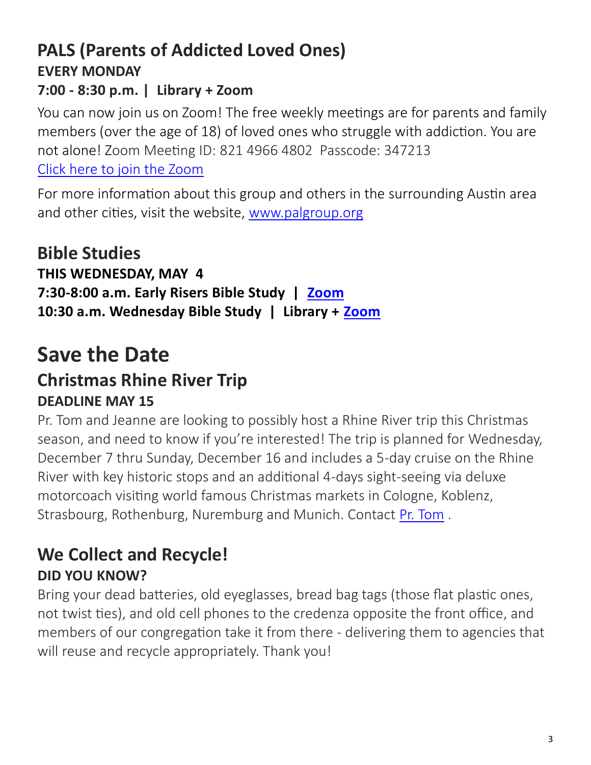## PALS (Parents of Addicted Loved Ones)

**EVERY MONDAY**

**7:00 - 8:30 p.m. | Library + Zoom**

You can now join us on Zoom! The free weekly meetings are for parents and family members (over the age of 18) of loved ones who struggle with addiction. You are not alone! Zoom Meeting ID: 821 4966 4802 Passcode: 347213

Click here to join the Zoom

For more information about this group and others in the surrounding Austin area and other cities, visit the website, www.palgroup.org

## Bible Studies

**THIS WEDNESDAY, MAY 4**

**7:30-8:00 a.m. Early Risers Bible Study | Zoom**

**10:30 a.m. Wednesday Bible Study | Library + Zoom**

# Save the Date

## Christmas Rhine River Trip

**DEADLINE MAY 15**

Pr. Tom and Jeanne are looking to possibly host a Rhine River trip this Christmas season, and need to know if you're interested! The trip is planned for Wednesday, December 7 thru Sunday, December 16 and includes a 5-day cruise on the Rhine River with key historic stops and an additional 4-days sight-seeing via deluxe motorcoach visiting world famous Christmas markets in Cologne, Koblenz, Strasbourg, Rothenburg, Nuremburg and Munich. Contact Pr. Tom .

## We Collect and Recycle!

**DID YOU KNOW?**

Bring your dead batteries, old eyeglasses, bread bag tags (those flat plastic ones, not twist ties), and old cell phones to the credenza opposite the front office, and members of our congregation take it from there - delivering them to agencies that will reuse and recycle appropriately. Thank you!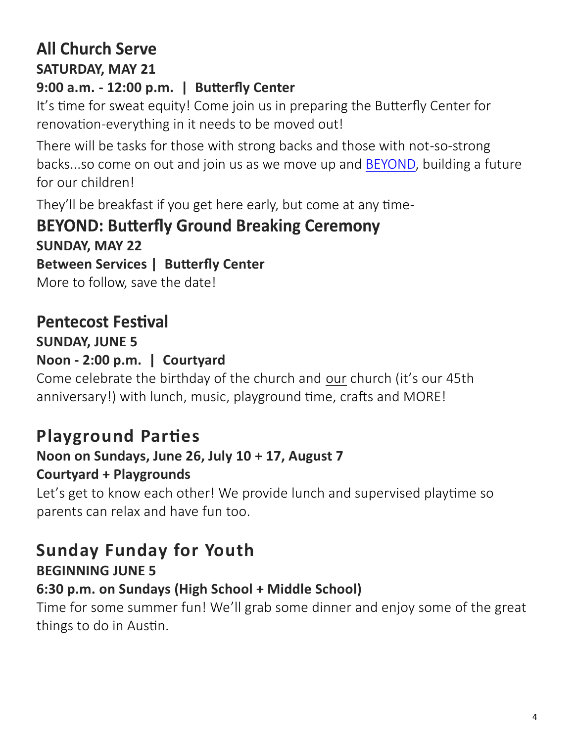## All Church Serve

**SATURDAY, MAY 21**

**9:00 a.m. - 12:00 p.m. | Butterfly Center**

It's time for sweat equity! Come join us in preparing the Butterfly Center for renovation-everything in it needs to be moved out!

There will be tasks for those with strong backs and those with not-so-strong backs...so come on out and join us as we move up and BEYOND, building a future for our children!

They'll be breakfast if you get here early, but come at any time-

## BEYOND: Butterfly Ground Breaking Ceremony

**SUNDAY, MAY 22**

**Between Services | Butterfly Center**

More to follow, save the date!

## Pentecost Festival

**SUNDAY, JUNE 5**

**Noon - 2:00 p.m. | Courtyard**

Come celebrate the birthday of the church and our church (it's our 45th anniversary!) with lunch, music, playground time, crafts and MORE!

## Playground Parties

**Noon on Sundays, June 26, July 10 + 17, August 7**

**Courtyard + Playgrounds**

Let's get to know each other! We provide lunch and supervised playtime so parents can relax and have fun too.

## Sunday Funday for Youth

**BEGINNING JUNE 5**

**6:30 p.m. on Sundays (High School + Middle School)**

Time for some summer fun! We'll grab some dinner and enjoy some of the great things to do in Austin.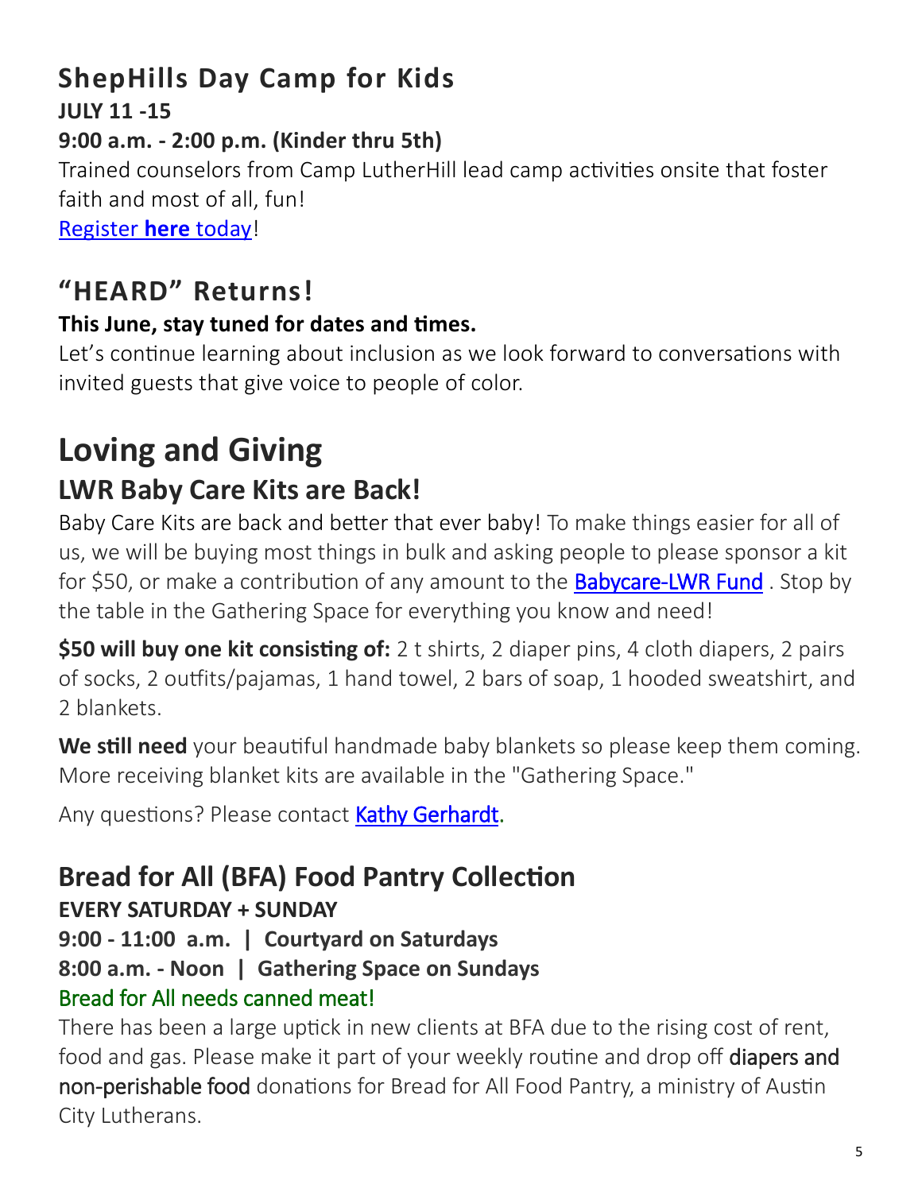## ShepHills Day Camp for Kids

**JULY 11 -15**

**9:00 a.m. - 2:00 p.m. (Kinder thru 5th)**

Trained counselors from Camp LutherHill lead camp activities onsite that foster faith and most of all, fun!

Register **here** today!

## "HEARD" Returns!

**This June, stay tuned for dates and times.**

Let's continue learning about inclusion as we look forward to conversations with invited guests that give voice to people of color.

# Loving and Giving

## LWR Baby Care Kits are Back!

Baby Care Kits are back and better that ever baby! To make things easier for all of us, we will be buying most things in bulk and asking people to please sponsor a kit for $50, or make a contribution of any amount to the **Babycare-LWR Fund** . Stop by the table in the Gathering Space for everything you know and need!

**$50 will buy one kit consisting of:** 2 t shirts, 2 diaper pins, 4 cloth diapers, 2 pairs of socks, 2 outfits/pajamas, 1 hand towel, 2 bars of soap, 1 hooded sweatshirt, and 2 blankets.

**We still need** your beautiful handmade baby blankets so please keep them coming. More receiving blanket kits are available in the "Gathering Space."

Any questions? Please contact Kathy Gerhardt.

## Bread for All (BFA) Food Pantry Collection

**EVERY SATURDAY + SUNDAY**

**9:00 - 11:00 a.m. | Courtyard on Saturdays**

**8:00 a.m. - Noon | Gathering Space on Sundays**

Bread for All needs canned meat!

There has been a large uptick in new clients at BFA due to the rising cost of rent, food and gas. Please make it part of your weekly routine and drop off diapers and non-perishable food donations for Bread for All Food Pantry, a ministry of Austin City Lutherans.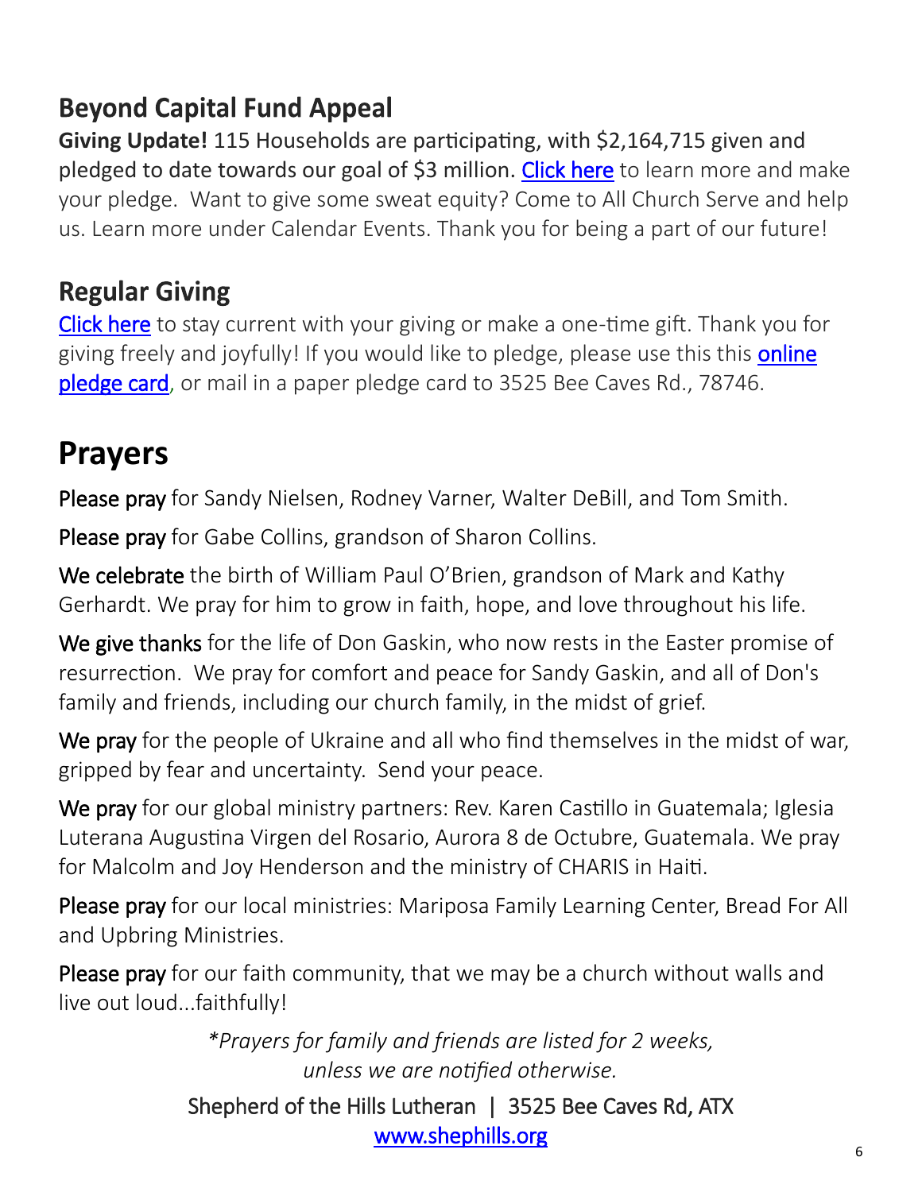## Beyond Capital Fund Appeal

**Giving Update!** 115 Households are participating, with $2,164,715 given and pledged to date towards our goal of $3 million. Click here to learn more and make your pledge. Want to give some sweat equity? Come to All Church Serve and help us. Learn more under Calendar Events. Thank you for being a part of our future!

## Regular Giving

Click here to stay current with your giving or make a one-time gift. Thank you for giving freely and joyfully! If you would like to pledge, please use this this online pledge card, or mail in a paper pledge card to 3525 Bee Caves Rd., 78746.

# Prayers

Please pray for Sandy Nielsen, Rodney Varner, Walter DeBill, and Tom Smith.

Please pray for Gabe Collins, grandson of Sharon Collins.

We celebrate the birth of William Paul O'Brien, grandson of Mark and Kathy Gerhardt. We pray for him to grow in faith, hope, and love throughout his life.

We give thanks for the life of Don Gaskin, who now rests in the Easter promise of resurrection. We pray for comfort and peace for Sandy Gaskin, and all of Don's family and friends, including our church family, in the midst of grief.

We pray for the people of Ukraine and all who find themselves in the midst of war, gripped by fear and uncertainty. Send your peace.

We pray for our global ministry partners: Rev. Karen Castillo in Guatemala; Iglesia Luterana Augustina Virgen del Rosario, Aurora 8 de Octubre, Guatemala. We pray for Malcolm and Joy Henderson and the ministry of CHARIS in Haiti.

Please pray for our local ministries: Mariposa Family Learning Center, Bread For All and Upbring Ministries.

Please pray for our faith community, that we may be a church without walls and live out loud...faithfully!

*\*Prayers for family and friends are listed for 2 weeks, unless we are notified otherwise.*

Shepherd of the Hills Lutheran | 3525 Bee Caves Rd, ATX
www.shephills.org